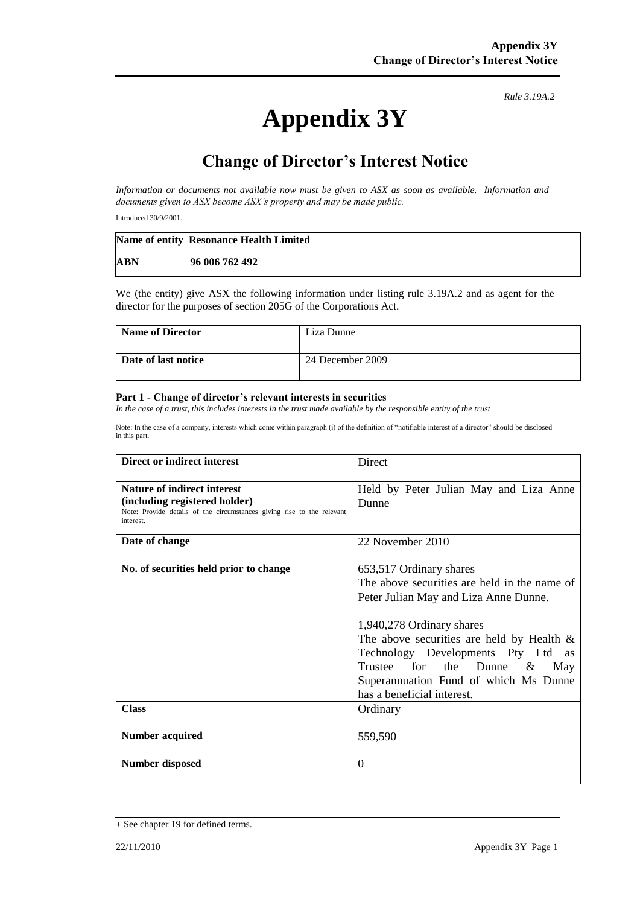*Rule 3.19A.2*

# Appendix 3Y

## Change of Director's Interest Notice

*Information or documents not available now must be given to ASX as soon as available. Information and documents given to ASX become ASX's property and may be made public.*

Introduced 30/9/2001.

| **Name of entity** | **Resonance Health Limited** |
|---|---|
| **ABN** | **96 006 762 492** |

We (the entity) give ASX the following information under listing rule 3.19A.2 and as agent for the director for the purposes of section 205G of the Corporations Act.

| **Name of Director** | Liza Dunne |
|---|---|
| **Date of last notice** | 24 December 2009 |

**Part 1 - Change of director's relevant interests in securities**

*In the case of a trust, this includes interests in the trust made available by the responsible entity of the trust*

Note: In the case of a company, interests which come within paragraph (i) of the definition of "notifiable interest of a director" should be disclosed in this part.

| **Direct or indirect interest** | Direct |
|---|---|
| **Nature of indirect interest (including registered holder)** Note: Provide details of the circumstances giving rise to the relevant interest. | Held by Peter Julian May and Liza Anne Dunne |
| **Date of change** | 22 November 2010 |
| **No. of securities held prior to change** | 653,517 Ordinary shares<br>The above securities are held in the name of Peter Julian May and Liza Anne Dunne.<br><br>1,940,278 Ordinary shares<br>The above securities are held by Health & Technology Developments Pty Ltd as Trustee for the Dunne & May Superannuation Fund of which Ms Dunne has a beneficial interest. |
| **Class** | Ordinary |
| **Number acquired** | 559,590 |
| **Number disposed** | 0 |

+ See chapter 19 for defined terms.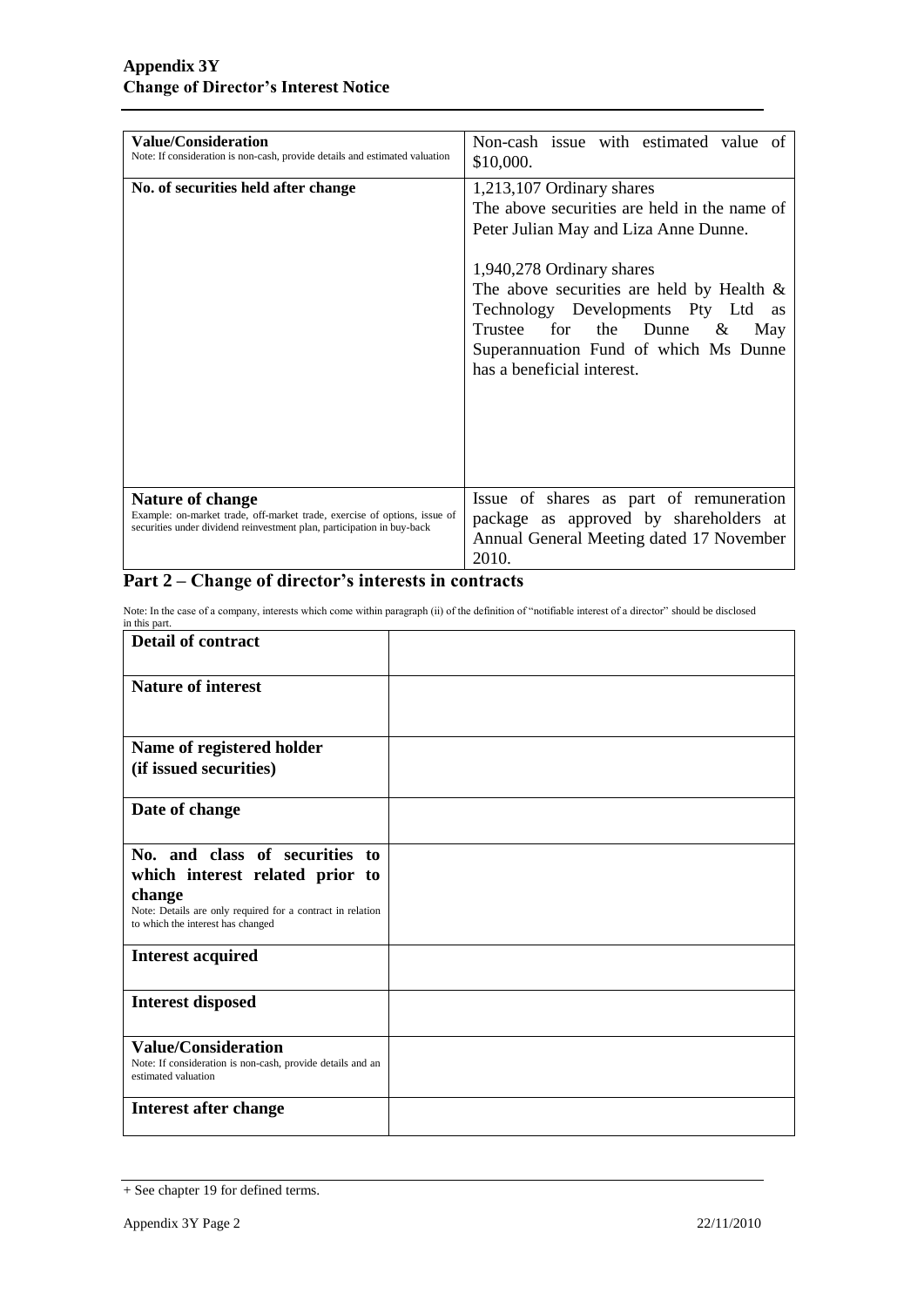| | |
|---|---|
| **Value/Consideration**<br>Note: If consideration is non-cash, provide details and estimated valuation | Non-cash issue with estimated value of $10,000. |
| **No. of securities held after change** | 1,213,107 Ordinary shares<br>The above securities are held in the name of Peter Julian May and Liza Anne Dunne.<br><br>1,940,278 Ordinary shares<br>The above securities are held by Health & Technology Developments Pty Ltd as Trustee for the Dunne & May Superannuation Fund of which Ms Dunne has a beneficial interest. |
| **Nature of change**<br>Example: on-market trade, off-market trade, exercise of options, issue of securities under dividend reinvestment plan, participation in buy-back | Issue of shares as part of remuneration package as approved by shareholders at Annual General Meeting dated 17 November 2010. |

## Part 2 – Change of director's interests in contracts

Note: In the case of a company, interests which come within paragraph (ii) of the definition of "notifiable interest of a director" should be disclosed in this part.

| | |
|---|---|
| **Detail of contract** | |
| **Nature of interest** | |
| **Name of registered holder (if issued securities)** | |
| **Date of change** | |
| **No. and class of securities to which interest related prior to change**<br>Note: Details are only required for a contract in relation to which the interest has changed | |
| **Interest acquired** | |
| **Interest disposed** | |
| **Value/Consideration**<br>Note: If consideration is non-cash, provide details and an estimated valuation | |
| **Interest after change** | |

+ See chapter 19 for defined terms.